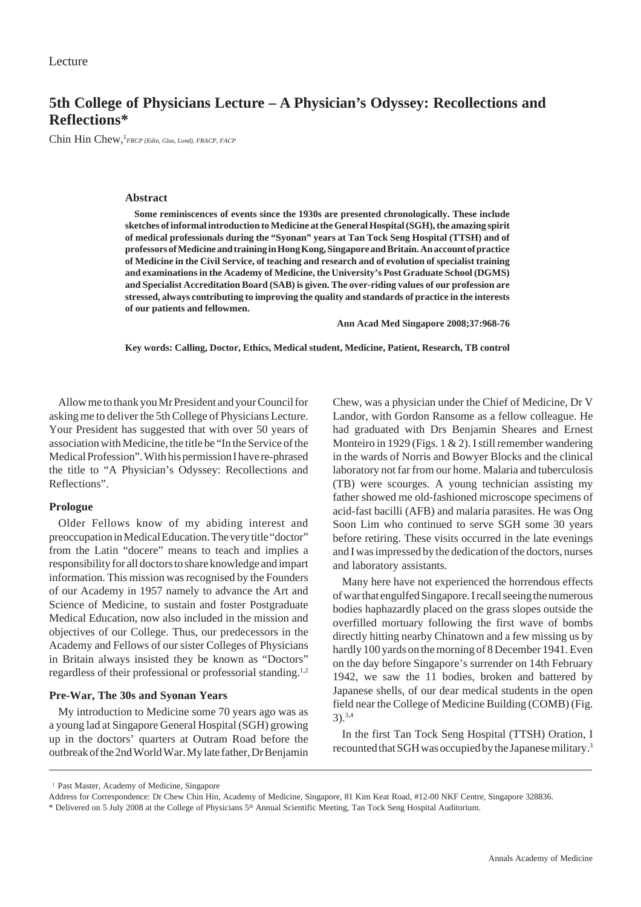Lecture

# 5th College of Physicians Lecture – A Physician's Odyssey: Recollections and Reflections*

Chin Hin Chew,[1] *FRCP (Edin, Glas, Lond), FRACP, FACP*

### Abstract

**Some reminiscences of events since the 1930s are presented chronologically. These include sketches of informal introduction to Medicine at the General Hospital (SGH), the amazing spirit of medical professionals during the "Syonan" years at Tan Tock Seng Hospital (TTSH) and of professors of Medicine and training in Hong Kong, Singapore and Britain. An account of practice of Medicine in the Civil Service, of teaching and research and of evolution of specialist training and examinations in the Academy of Medicine, the University's Post Graduate School (DGMS) and Specialist Accreditation Board (SAB) is given. The over-riding values of our profession are stressed, always contributing to improving the quality and standards of practice in the interests of our patients and fellowmen.**

**Ann Acad Med Singapore 2008;37:968-76**

**Key words: Calling, Doctor, Ethics, Medical student, Medicine, Patient, Research, TB control**

Allow me to thank you Mr President and your Council for asking me to deliver the 5th College of Physicians Lecture. Your President has suggested that with over 50 years of association with Medicine, the title be "In the Service of the Medical Profession". With his permission I have re-phrased the title to "A Physician's Odyssey: Recollections and Reflections".

## Prologue

Older Fellows know of my abiding interest and preoccupation in Medical Education. The very title "doctor" from the Latin "docere" means to teach and implies a responsibility for all doctors to share knowledge and impart information. This mission was recognised by the Founders of our Academy in 1957 namely to advance the Art and Science of Medicine, to sustain and foster Postgraduate Medical Education, now also included in the mission and objectives of our College. Thus, our predecessors in the Academy and Fellows of our sister Colleges of Physicians in Britain always insisted they be known as "Doctors" regardless of their professional or professorial standing.[1,2]

## Pre-War, The 30s and Syonan Years

My introduction to Medicine some 70 years ago was as a young lad at Singapore General Hospital (SGH) growing up in the doctors' quarters at Outram Road before the outbreak of the 2nd World War. My late father, Dr Benjamin Chew, was a physician under the Chief of Medicine, Dr V Landor, with Gordon Ransome as a fellow colleague. He had graduated with Drs Benjamin Sheares and Ernest Monteiro in 1929 (Figs. 1 & 2). I still remember wandering in the wards of Norris and Bowyer Blocks and the clinical laboratory not far from our home. Malaria and tuberculosis (TB) were scourges. A young technician assisting my father showed me old-fashioned microscope specimens of acid-fast bacilli (AFB) and malaria parasites. He was Ong Soon Lim who continued to serve SGH some 30 years before retiring. These visits occurred in the late evenings and I was impressed by the dedication of the doctors, nurses and laboratory assistants.

Many here have not experienced the horrendous effects of war that engulfed Singapore. I recall seeing the numerous bodies haphazardly placed on the grass slopes outside the overfilled mortuary following the first wave of bombs directly hitting nearby Chinatown and a few missing us by hardly 100 yards on the morning of 8 December 1941. Even on the day before Singapore's surrender on 14th February 1942, we saw the 11 bodies, broken and battered by Japanese shells, of our dear medical students in the open field near the College of Medicine Building (COMB) (Fig. 3).[3,4]

In the first Tan Tock Seng Hospital (TTSH) Oration, I recounted that SGH was occupied by the Japanese military.[3]

---

[1] Past Master, Academy of Medicine, Singapore

Address for Correspondence: Dr Chew Chin Hin, Academy of Medicine, Singapore, 81 Kim Keat Road, #12-00 NKF Centre, Singapore 328836.

\* Delivered on 5 July 2008 at the College of Physicians 5th Annual Scientific Meeting, Tan Tock Seng Hospital Auditorium.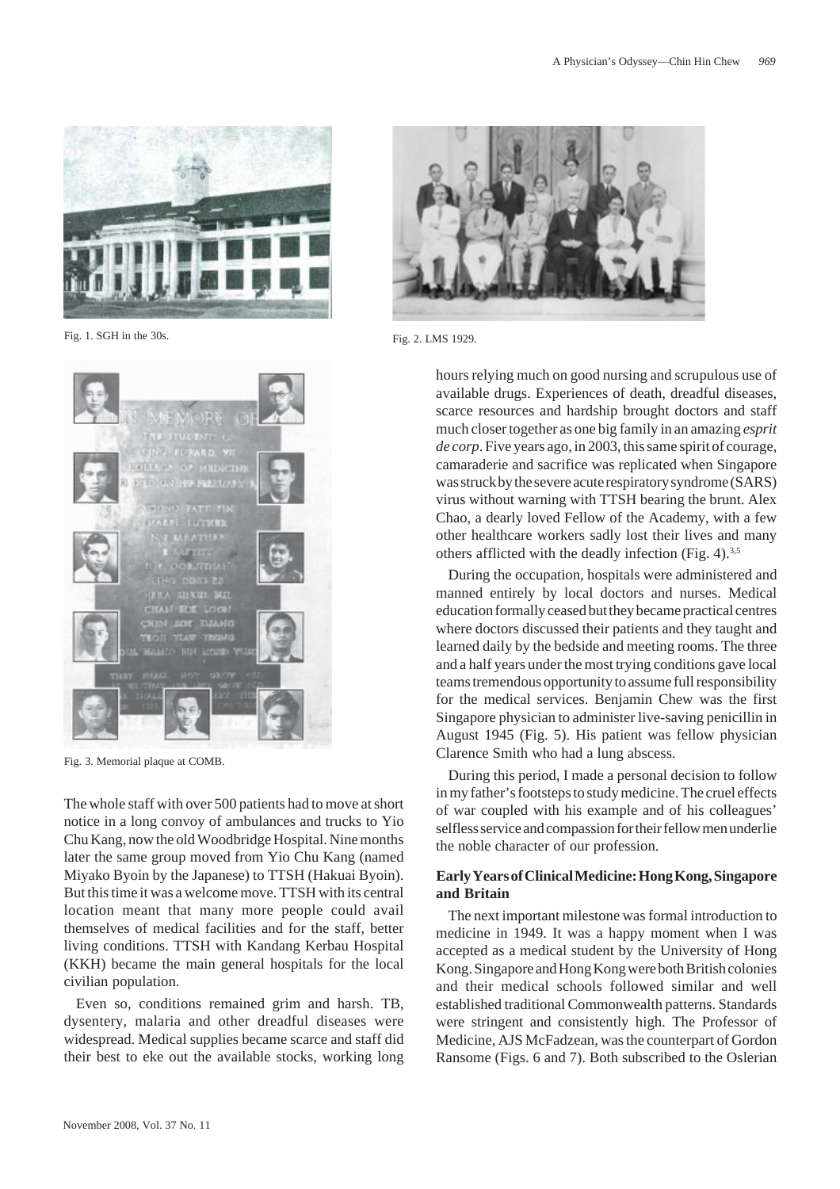Fig. 1. SGH in the 30s.

Fig. 2. LMS 1929.

Fig. 3. Memorial plaque at COMB.

The whole staff with over 500 patients had to move at short notice in a long convoy of ambulances and trucks to Yio Chu Kang, now the old Woodbridge Hospital. Nine months later the same group moved from Yio Chu Kang (named Miyako Byoin by the Japanese) to TTSH (Hakuai Byoin). But this time it was a welcome move. TTSH with its central location meant that many more people could avail themselves of medical facilities and for the staff, better living conditions. TTSH with Kandang Kerbau Hospital (KKH) became the main general hospitals for the local civilian population.

Even so, conditions remained grim and harsh. TB, dysentery, malaria and other dreadful diseases were widespread. Medical supplies became scarce and staff did their best to eke out the available stocks, working long hours relying much on good nursing and scrupulous use of available drugs. Experiences of death, dreadful diseases, scarce resources and hardship brought doctors and staff much closer together as one big family in an amazing *esprit de corp*. Five years ago, in 2003, this same spirit of courage, camaraderie and sacrifice was replicated when Singapore was struck by the severe acute respiratory syndrome (SARS) virus without warning with TTSH bearing the brunt. Alex Chao, a dearly loved Fellow of the Academy, with a few other healthcare workers sadly lost their lives and many others afflicted with the deadly infection (Fig. 4).[3,5]

During the occupation, hospitals were administered and manned entirely by local doctors and nurses. Medical education formally ceased but they became practical centres where doctors discussed their patients and they taught and learned daily by the bedside and meeting rooms. The three and a half years under the most trying conditions gave local teams tremendous opportunity to assume full responsibility for the medical services. Benjamin Chew was the first Singapore physician to administer live-saving penicillin in August 1945 (Fig. 5). His patient was fellow physician Clarence Smith who had a lung abscess.

During this period, I made a personal decision to follow in my father's footsteps to study medicine. The cruel effects of war coupled with his example and of his colleagues' selfless service and compassion for their fellow men underlie the noble character of our profession.

### Early Years of Clinical Medicine: Hong Kong, Singapore and Britain

The next important milestone was formal introduction to medicine in 1949. It was a happy moment when I was accepted as a medical student by the University of Hong Kong. Singapore and Hong Kong were both British colonies and their medical schools followed similar and well established traditional Commonwealth patterns. Standards were stringent and consistently high. The Professor of Medicine, AJS McFadzean, was the counterpart of Gordon Ransome (Figs. 6 and 7). Both subscribed to the Oslerian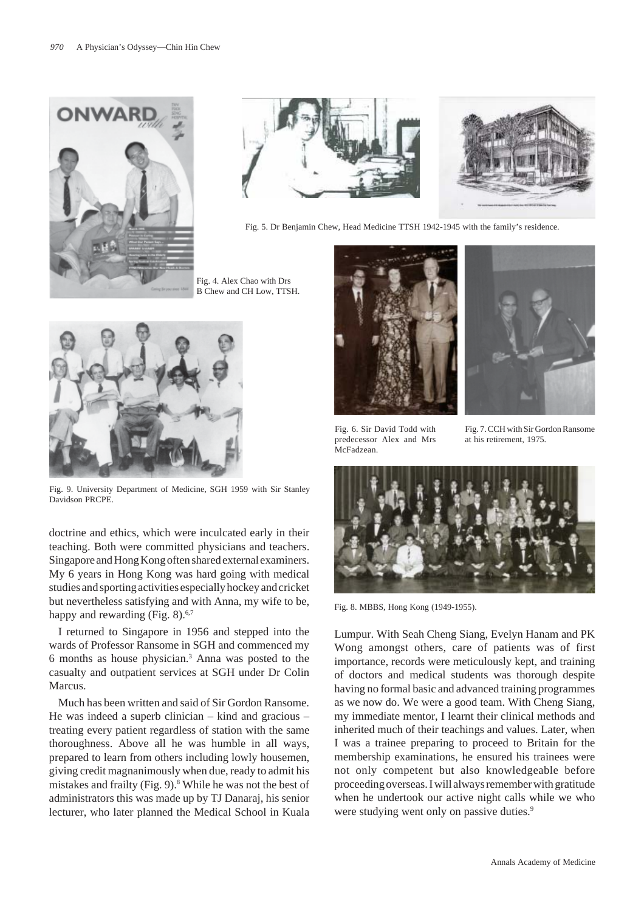Fig. 5. Dr Benjamin Chew, Head Medicine TTSH 1942-1945 with the family's residence.

Fig. 4. Alex Chao with Drs B Chew and CH Low, TTSH.

Fig. 6. Sir David Todd with predecessor Alex and Mrs McFadzean.

Fig. 7. CCH with Sir Gordon Ransome at his retirement, 1975.

Fig. 9. University Department of Medicine, SGH 1959 with Sir Stanley Davidson PRCPE.

Fig. 8. MBBS, Hong Kong (1949-1955).

doctrine and ethics, which were inculcated early in their teaching. Both were committed physicians and teachers. Singapore and Hong Kong often shared external examiners. My 6 years in Hong Kong was hard going with medical studies and sporting activities especially hockey and cricket but nevertheless satisfying and with Anna, my wife to be, happy and rewarding (Fig. 8).[6,7]

I returned to Singapore in 1956 and stepped into the wards of Professor Ransome in SGH and commenced my 6 months as house physician.[3] Anna was posted to the casualty and outpatient services at SGH under Dr Colin Marcus.

Much has been written and said of Sir Gordon Ransome. He was indeed a superb clinician – kind and gracious – treating every patient regardless of station with the same thoroughness. Above all he was humble in all ways, prepared to learn from others including lowly housemen, giving credit magnanimously when due, ready to admit his mistakes and frailty (Fig. 9).[8] While he was not the best of administrators this was made up by TJ Danaraj, his senior lecturer, who later planned the Medical School in Kuala Lumpur. With Seah Cheng Siang, Evelyn Hanam and PK Wong amongst others, care of patients was of first importance, records were meticulously kept, and training of doctors and medical students was thorough despite having no formal basic and advanced training programmes as we now do. We were a good team. With Cheng Siang, my immediate mentor, I learnt their clinical methods and inherited much of their teachings and values. Later, when I was a trainee preparing to proceed to Britain for the membership examinations, he ensured his trainees were not only competent but also knowledgeable before proceeding overseas. I will always remember with gratitude when he undertook our active night calls while we who were studying went only on passive duties.[9]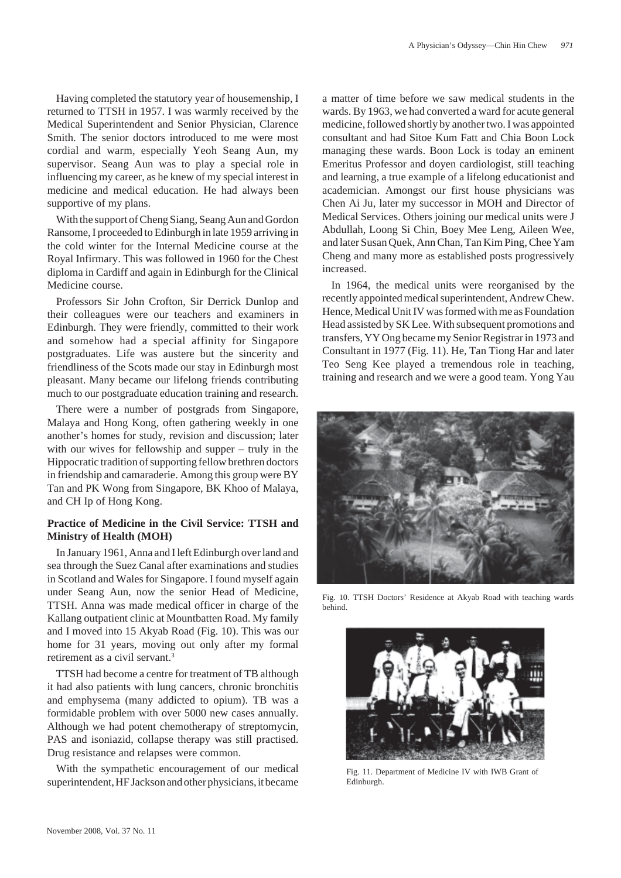Having completed the statutory year of housemenship, I returned to TTSH in 1957. I was warmly received by the Medical Superintendent and Senior Physician, Clarence Smith. The senior doctors introduced to me were most cordial and warm, especially Yeoh Seang Aun, my supervisor. Seang Aun was to play a special role in influencing my career, as he knew of my special interest in medicine and medical education. He had always been supportive of my plans.

With the support of Cheng Siang, Seang Aun and Gordon Ransome, I proceeded to Edinburgh in late 1959 arriving in the cold winter for the Internal Medicine course at the Royal Infirmary. This was followed in 1960 for the Chest diploma in Cardiff and again in Edinburgh for the Clinical Medicine course.

Professors Sir John Crofton, Sir Derrick Dunlop and their colleagues were our teachers and examiners in Edinburgh. They were friendly, committed to their work and somehow had a special affinity for Singapore postgraduates. Life was austere but the sincerity and friendliness of the Scots made our stay in Edinburgh most pleasant. Many became our lifelong friends contributing much to our postgraduate education training and research.

There were a number of postgrads from Singapore, Malaya and Hong Kong, often gathering weekly in one another's homes for study, revision and discussion; later with our wives for fellowship and supper – truly in the Hippocratic tradition of supporting fellow brethren doctors in friendship and camaraderie. Among this group were BY Tan and PK Wong from Singapore, BK Khoo of Malaya, and CH Ip of Hong Kong.

**Practice of Medicine in the Civil Service: TTSH and Ministry of Health (MOH)**

In January 1961, Anna and I left Edinburgh over land and sea through the Suez Canal after examinations and studies in Scotland and Wales for Singapore. I found myself again under Seang Aun, now the senior Head of Medicine, TTSH. Anna was made medical officer in charge of the Kallang outpatient clinic at Mountbatten Road. My family and I moved into 15 Akyab Road (Fig. 10). This was our home for 31 years, moving out only after my formal retirement as a civil servant.[3]

TTSH had become a centre for treatment of TB although it had also patients with lung cancers, chronic bronchitis and emphysema (many addicted to opium). TB was a formidable problem with over 5000 new cases annually. Although we had potent chemotherapy of streptomycin, PAS and isoniazid, collapse therapy was still practised. Drug resistance and relapses were common.

With the sympathetic encouragement of our medical superintendent, HF Jackson and other physicians, it became a matter of time before we saw medical students in the wards. By 1963, we had converted a ward for acute general medicine, followed shortly by another two. I was appointed consultant and had Sitoe Kum Fatt and Chia Boon Lock managing these wards. Boon Lock is today an eminent Emeritus Professor and doyen cardiologist, still teaching and learning, a true example of a lifelong educationist and academician. Amongst our first house physicians was Chen Ai Ju, later my successor in MOH and Director of Medical Services. Others joining our medical units were J Abdullah, Loong Si Chin, Boey Mee Leng, Aileen Wee, and later Susan Quek, Ann Chan, Tan Kim Ping, Chee Yam Cheng and many more as established posts progressively increased.

In 1964, the medical units were reorganised by the recently appointed medical superintendent, Andrew Chew. Hence, Medical Unit IV was formed with me as Foundation Head assisted by SK Lee. With subsequent promotions and transfers, YY Ong became my Senior Registrar in 1973 and Consultant in 1977 (Fig. 11). He, Tan Tiong Har and later Teo Seng Kee played a tremendous role in teaching, training and research and we were a good team. Yong Yau

Fig. 10. TTSH Doctors' Residence at Akyab Road with teaching wards behind.

Fig. 11. Department of Medicine IV with IWB Grant of Edinburgh.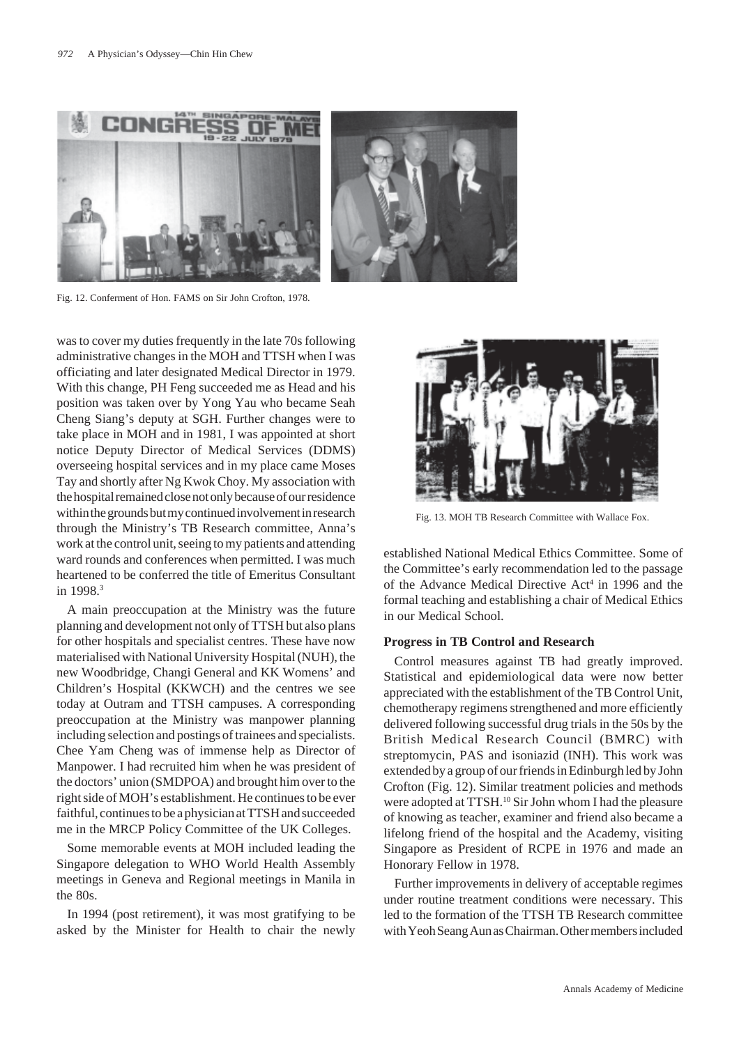Fig. 12. Conferment of Hon. FAMS on Sir John Crofton, 1978.

was to cover my duties frequently in the late 70s following administrative changes in the MOH and TTSH when I was officiating and later designated Medical Director in 1979. With this change, PH Feng succeeded me as Head and his position was taken over by Yong Yau who became Seah Cheng Siang's deputy at SGH. Further changes were to take place in MOH and in 1981, I was appointed at short notice Deputy Director of Medical Services (DDMS) overseeing hospital services and in my place came Moses Tay and shortly after Ng Kwok Choy. My association with the hospital remained close not only because of our residence within the grounds but my continued involvement in research through the Ministry's TB Research committee, Anna's work at the control unit, seeing to my patients and attending ward rounds and conferences when permitted. I was much heartened to be conferred the title of Emeritus Consultant in 1998.[3]

A main preoccupation at the Ministry was the future planning and development not only of TTSH but also plans for other hospitals and specialist centres. These have now materialised with National University Hospital (NUH), the new Woodbridge, Changi General and KK Womens' and Children's Hospital (KKWCH) and the centres we see today at Outram and TTSH campuses. A corresponding preoccupation at the Ministry was manpower planning including selection and postings of trainees and specialists. Chee Yam Cheng was of immense help as Director of Manpower. I had recruited him when he was president of the doctors' union (SMDPOA) and brought him over to the right side of MOH's establishment. He continues to be ever faithful, continues to be a physician at TTSH and succeeded me in the MRCP Policy Committee of the UK Colleges.

Some memorable events at MOH included leading the Singapore delegation to WHO World Health Assembly meetings in Geneva and Regional meetings in Manila in the 80s.

In 1994 (post retirement), it was most gratifying to be asked by the Minister for Health to chair the newly established National Medical Ethics Committee. Some of the Committee's early recommendation led to the passage of the Advance Medical Directive Act[4] in 1996 and the formal teaching and establishing a chair of Medical Ethics in our Medical School.

Fig. 13. MOH TB Research Committee with Wallace Fox.

**Progress in TB Control and Research**

Control measures against TB had greatly improved. Statistical and epidemiological data were now better appreciated with the establishment of the TB Control Unit, chemotherapy regimens strengthened and more efficiently delivered following successful drug trials in the 50s by the British Medical Research Council (BMRC) with streptomycin, PAS and isoniazid (INH). This work was extended by a group of our friends in Edinburgh led by John Crofton (Fig. 12). Similar treatment policies and methods were adopted at TTSH.[10] Sir John whom I had the pleasure of knowing as teacher, examiner and friend also became a lifelong friend of the hospital and the Academy, visiting Singapore as President of RCPE in 1976 and made an Honorary Fellow in 1978.

Further improvements in delivery of acceptable regimes under routine treatment conditions were necessary. This led to the formation of the TTSH TB Research committee with Yeoh Seang Aun as Chairman. Other members included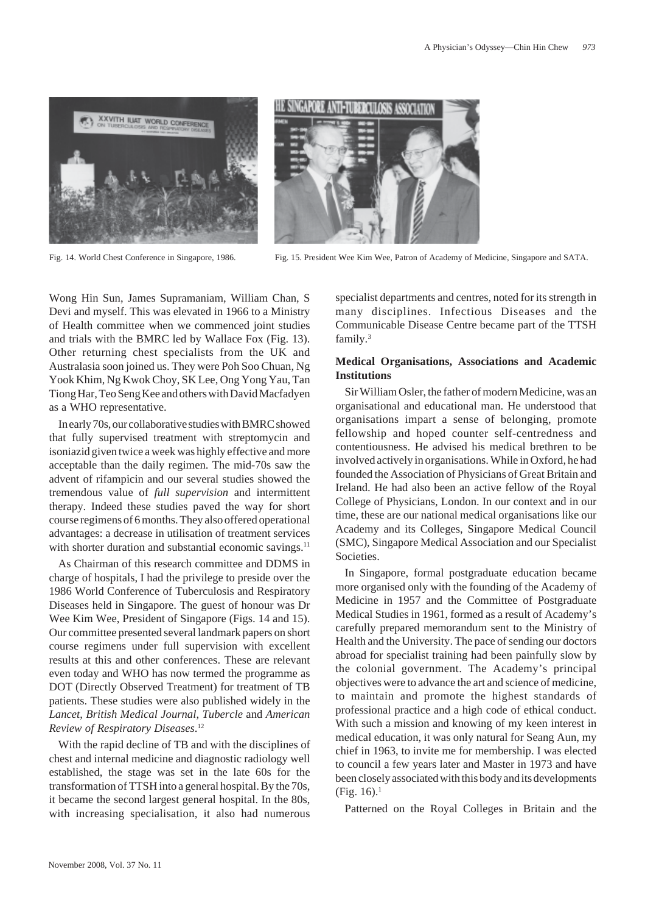Fig. 14. World Chest Conference in Singapore, 1986.

Fig. 15. President Wee Kim Wee, Patron of Academy of Medicine, Singapore and SATA.

Wong Hin Sun, James Supramaniam, William Chan, S Devi and myself. This was elevated in 1966 to a Ministry of Health committee when we commenced joint studies and trials with the BMRC led by Wallace Fox (Fig. 13). Other returning chest specialists from the UK and Australasia soon joined us. They were Poh Soo Chuan, Ng Yook Khim, Ng Kwok Choy, SK Lee, Ong Yong Yau, Tan Tiong Har, Teo Seng Kee and others with David Macfadyen as a WHO representative.

In early 70s, our collaborative studies with BMRC showed that fully supervised treatment with streptomycin and isoniazid given twice a week was highly effective and more acceptable than the daily regimen. The mid-70s saw the advent of rifampicin and our several studies showed the tremendous value of *full supervision* and intermittent therapy. Indeed these studies paved the way for short course regimens of 6 months. They also offered operational advantages: a decrease in utilisation of treatment services with shorter duration and substantial economic savings.[11]

As Chairman of this research committee and DDMS in charge of hospitals, I had the privilege to preside over the 1986 World Conference of Tuberculosis and Respiratory Diseases held in Singapore. The guest of honour was Dr Wee Kim Wee, President of Singapore (Figs. 14 and 15). Our committee presented several landmark papers on short course regimens under full supervision with excellent results at this and other conferences. These are relevant even today and WHO has now termed the programme as DOT (Directly Observed Treatment) for treatment of TB patients. These studies were also published widely in the *Lancet*, *British Medical Journal*, *Tubercle* and *American Review of Respiratory Diseases*.[12]

With the rapid decline of TB and with the disciplines of chest and internal medicine and diagnostic radiology well established, the stage was set in the late 60s for the transformation of TTSH into a general hospital. By the 70s, it became the second largest general hospital. In the 80s, with increasing specialisation, it also had numerous specialist departments and centres, noted for its strength in many disciplines. Infectious Diseases and the Communicable Disease Centre became part of the TTSH family.[3]

### Medical Organisations, Associations and Academic Institutions

Sir William Osler, the father of modern Medicine, was an organisational and educational man. He understood that organisations impart a sense of belonging, promote fellowship and hoped counter self-centredness and contentiousness. He advised his medical brethren to be involved actively in organisations. While in Oxford, he had founded the Association of Physicians of Great Britain and Ireland. He had also been an active fellow of the Royal College of Physicians, London. In our context and in our time, these are our national medical organisations like our Academy and its Colleges, Singapore Medical Council (SMC), Singapore Medical Association and our Specialist Societies.

In Singapore, formal postgraduate education became more organised only with the founding of the Academy of Medicine in 1957 and the Committee of Postgraduate Medical Studies in 1961, formed as a result of Academy's carefully prepared memorandum sent to the Ministry of Health and the University. The pace of sending our doctors abroad for specialist training had been painfully slow by the colonial government. The Academy's principal objectives were to advance the art and science of medicine, to maintain and promote the highest standards of professional practice and a high code of ethical conduct. With such a mission and knowing of my keen interest in medical education, it was only natural for Seang Aun, my chief in 1963, to invite me for membership. I was elected to council a few years later and Master in 1973 and have been closely associated with this body and its developments (Fig. 16).[1]

Patterned on the Royal Colleges in Britain and the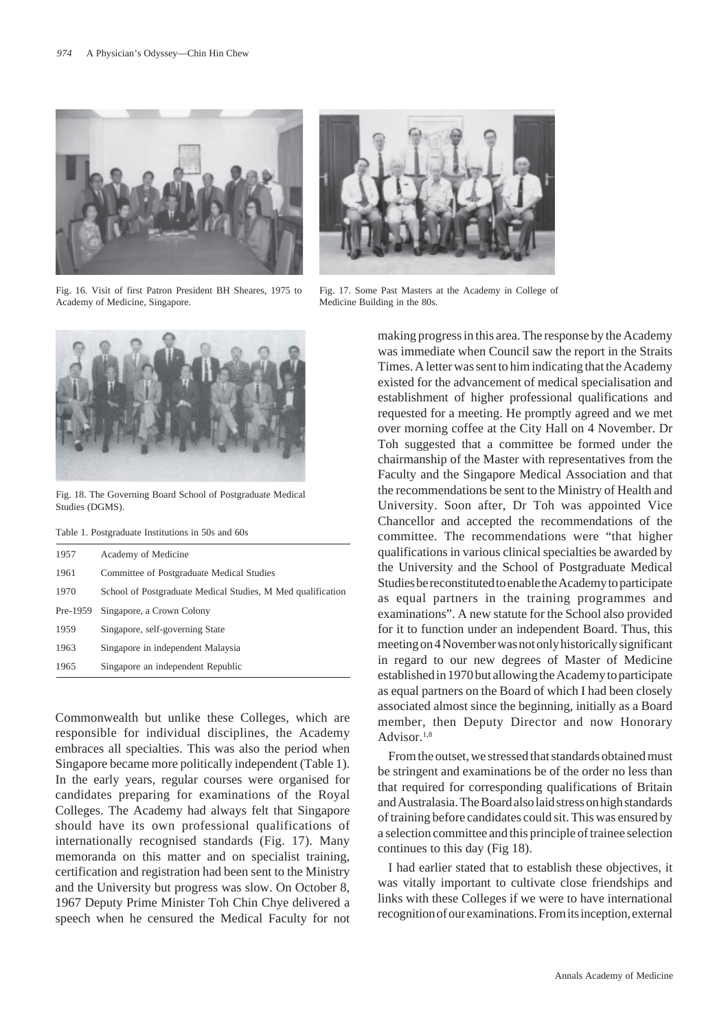Fig. 16. Visit of first Patron President BH Sheares, 1975 to Academy of Medicine, Singapore.

Fig. 17. Some Past Masters at the Academy in College of Medicine Building in the 80s.

Fig. 18. The Governing Board School of Postgraduate Medical Studies (DGMS).

Table 1. Postgraduate Institutions in 50s and 60s

| | |
|---|---|
| 1957 | Academy of Medicine |
| 1961 | Committee of Postgraduate Medical Studies |
| 1970 | School of Postgraduate Medical Studies, M Med qualification |
| Pre-1959 | Singapore, a Crown Colony |
| 1959 | Singapore, self-governing State |
| 1963 | Singapore in independent Malaysia |
| 1965 | Singapore an independent Republic |

Commonwealth but unlike these Colleges, which are responsible for individual disciplines, the Academy embraces all specialties. This was also the period when Singapore became more politically independent (Table 1). In the early years, regular courses were organised for candidates preparing for examinations of the Royal Colleges. The Academy had always felt that Singapore should have its own professional qualifications of internationally recognised standards (Fig. 17). Many memoranda on this matter and on specialist training, certification and registration had been sent to the Ministry and the University but progress was slow. On October 8, 1967 Deputy Prime Minister Toh Chin Chye delivered a speech when he censured the Medical Faculty for not making progress in this area. The response by the Academy was immediate when Council saw the report in the Straits Times. A letter was sent to him indicating that the Academy existed for the advancement of medical specialisation and establishment of higher professional qualifications and requested for a meeting. He promptly agreed and we met over morning coffee at the City Hall on 4 November. Dr Toh suggested that a committee be formed under the chairmanship of the Master with representatives from the Faculty and the Singapore Medical Association and that the recommendations be sent to the Ministry of Health and University. Soon after, Dr Toh was appointed Vice Chancellor and accepted the recommendations of the committee. The recommendations were "that higher qualifications in various clinical specialties be awarded by the University and the School of Postgraduate Medical Studies be reconstituted to enable the Academy to participate as equal partners in the training programmes and examinations". A new statute for the School also provided for it to function under an independent Board. Thus, this meeting on 4 November was not only historically significant in regard to our new degrees of Master of Medicine established in 1970 but allowing the Academy to participate as equal partners on the Board of which I had been closely associated almost since the beginning, initially as a Board member, then Deputy Director and now Honorary Advisor.[1,8]

From the outset, we stressed that standards obtained must be stringent and examinations be of the order no less than that required for corresponding qualifications of Britain and Australasia. The Board also laid stress on high standards of training before candidates could sit. This was ensured by a selection committee and this principle of trainee selection continues to this day (Fig 18).

I had earlier stated that to establish these objectives, it was vitally important to cultivate close friendships and links with these Colleges if we were to have international recognition of our examinations. From its inception, external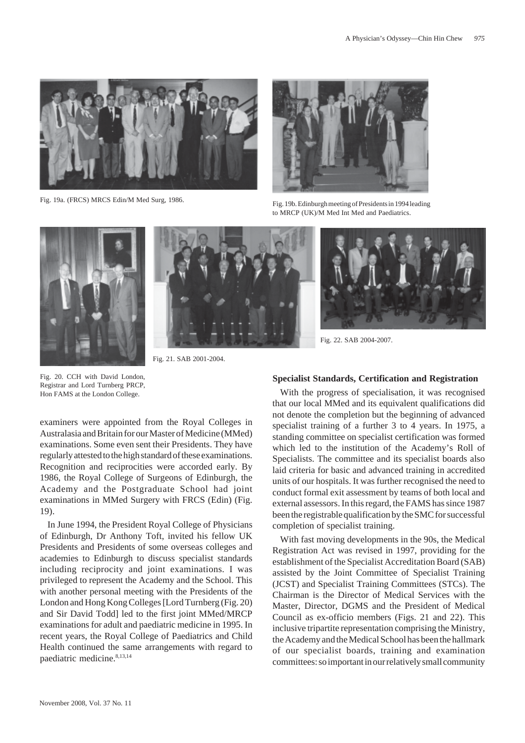Fig. 19a. (FRCS) MRCS Edin/M Med Surg, 1986.

Fig. 19b. Edinburgh meeting of Presidents in 1994 leading to MRCP (UK)/M Med Int Med and Paediatrics.

Fig. 20. CCH with David London, Registrar and Lord Turnberg PRCP, Hon FAMS at the London College.

Fig. 21. SAB 2001-2004.

Fig. 22. SAB 2004-2007.

examiners were appointed from the Royal Colleges in Australasia and Britain for our Master of Medicine (MMed) examinations. Some even sent their Presidents. They have regularly attested to the high standard of these examinations. Recognition and reciprocities were accorded early. By 1986, the Royal College of Surgeons of Edinburgh, the Academy and the Postgraduate School had joint examinations in MMed Surgery with FRCS (Edin) (Fig. 19).

In June 1994, the President Royal College of Physicians of Edinburgh, Dr Anthony Toft, invited his fellow UK Presidents and Presidents of some overseas colleges and academies to Edinburgh to discuss specialist standards including reciprocity and joint examinations. I was privileged to represent the Academy and the School. This with another personal meeting with the Presidents of the London and Hong Kong Colleges [Lord Turnberg (Fig. 20) and Sir David Todd] led to the first joint MMed/MRCP examinations for adult and paediatric medicine in 1995. In recent years, the Royal College of Paediatrics and Child Health continued the same arrangements with regard to paediatric medicine.[8,13,14]

### Specialist Standards, Certification and Registration

With the progress of specialisation, it was recognised that our local MMed and its equivalent qualifications did not denote the completion but the beginning of advanced specialist training of a further 3 to 4 years. In 1975, a standing committee on specialist certification was formed which led to the institution of the Academy's Roll of Specialists. The committee and its specialist boards also laid criteria for basic and advanced training in accredited units of our hospitals. It was further recognised the need to conduct formal exit assessment by teams of both local and external assessors. In this regard, the FAMS has since 1987 been the registrable qualification by the SMC for successful completion of specialist training.

With fast moving developments in the 90s, the Medical Registration Act was revised in 1997, providing for the establishment of the Specialist Accreditation Board (SAB) assisted by the Joint Committee of Specialist Training (JCST) and Specialist Training Committees (STCs). The Chairman is the Director of Medical Services with the Master, Director, DGMS and the President of Medical Council as ex-officio members (Figs. 21 and 22). This inclusive tripartite representation comprising the Ministry, the Academy and the Medical School has been the hallmark of our specialist boards, training and examination committees: so important in our relatively small community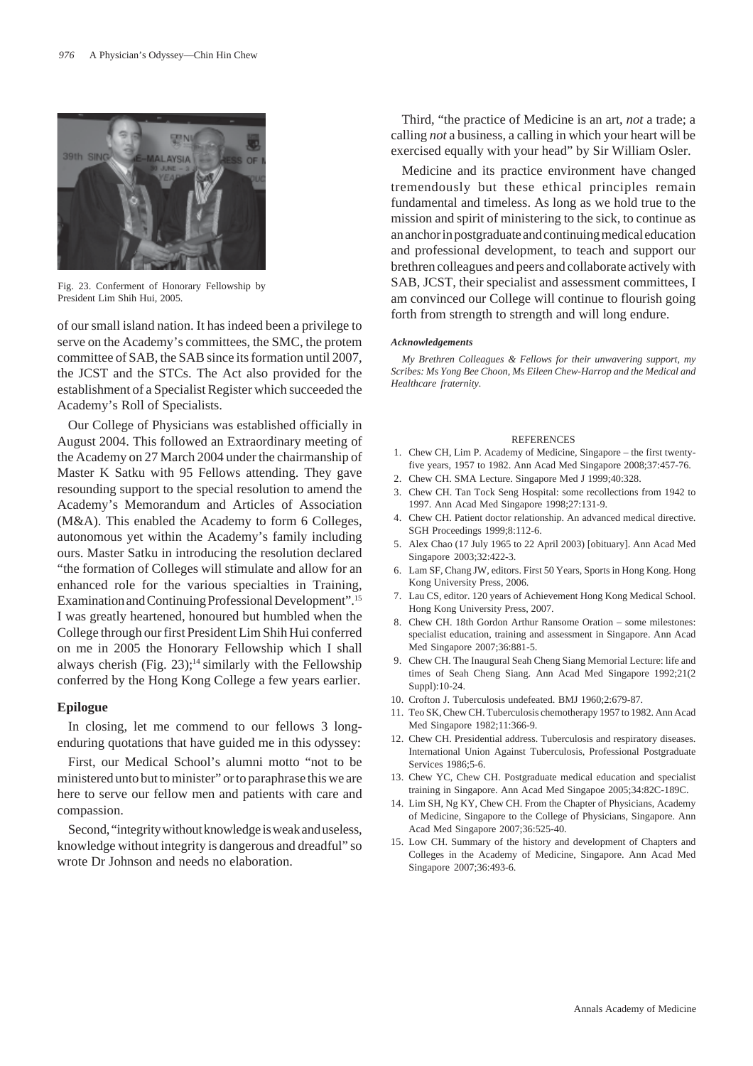Fig. 23. Conferment of Honorary Fellowship by President Lim Shih Hui, 2005.

of our small island nation. It has indeed been a privilege to serve on the Academy's committees, the SMC, the protem committee of SAB, the SAB since its formation until 2007, the JCST and the STCs. The Act also provided for the establishment of a Specialist Register which succeeded the Academy's Roll of Specialists.

Our College of Physicians was established officially in August 2004. This followed an Extraordinary meeting of the Academy on 27 March 2004 under the chairmanship of Master K Satku with 95 Fellows attending. They gave resounding support to the special resolution to amend the Academy's Memorandum and Articles of Association (M&A). This enabled the Academy to form 6 Colleges, autonomous yet within the Academy's family including ours. Master Satku in introducing the resolution declared "the formation of Colleges will stimulate and allow for an enhanced role for the various specialties in Training, Examination and Continuing Professional Development".[15] I was greatly heartened, honoured but humbled when the College through our first President Lim Shih Hui conferred on me in 2005 the Honorary Fellowship which I shall always cherish (Fig. 23);[14] similarly with the Fellowship conferred by the Hong Kong College a few years earlier.

## Epilogue

In closing, let me commend to our fellows 3 long-enduring quotations that have guided me in this odyssey:

First, our Medical School's alumni motto "not to be ministered unto but to minister" or to paraphrase this we are here to serve our fellow men and patients with care and compassion.

Second, "integrity without knowledge is weak and useless, knowledge without integrity is dangerous and dreadful" so wrote Dr Johnson and needs no elaboration.

Third, "the practice of Medicine is an art, *not* a trade; a calling *not* a business, a calling in which your heart will be exercised equally with your head" by Sir William Osler.

Medicine and its practice environment have changed tremendously but these ethical principles remain fundamental and timeless. As long as we hold true to the mission and spirit of ministering to the sick, to continue as an anchor in postgraduate and continuing medical education and professional development, to teach and support our brethren colleagues and peers and collaborate actively with SAB, JCST, their specialist and assessment committees, I am convinced our College will continue to flourish going forth from strength to strength and will long endure.

### *Acknowledgements*

*My Brethren Colleagues & Fellows for their unwavering support, my Scribes: Ms Yong Bee Choon, Ms Eileen Chew-Harrop and the Medical and Healthcare fraternity.*

## REFERENCES

1. Chew CH, Lim P. Academy of Medicine, Singapore – the first twenty-five years, 1957 to 1982. Ann Acad Med Singapore 2008;37:457-76.
2. Chew CH. SMA Lecture. Singapore Med J 1999;40:328.
3. Chew CH. Tan Tock Seng Hospital: some recollections from 1942 to 1997. Ann Acad Med Singapore 1998;27:131-9.
4. Chew CH. Patient doctor relationship. An advanced medical directive. SGH Proceedings 1999;8:112-6.
5. Alex Chao (17 July 1965 to 22 April 2003) [obituary]. Ann Acad Med Singapore 2003;32:422-3.
6. Lam SF, Chang JW, editors. First 50 Years, Sports in Hong Kong. Hong Kong University Press, 2006.
7. Lau CS, editor. 120 years of Achievement Hong Kong Medical School. Hong Kong University Press, 2007.
8. Chew CH. 18th Gordon Arthur Ransome Oration – some milestones: specialist education, training and assessment in Singapore. Ann Acad Med Singapore 2007;36:881-5.
9. Chew CH. The Inaugural Seah Cheng Siang Memorial Lecture: life and times of Seah Cheng Siang. Ann Acad Med Singapore 1992;21(2 Suppl):10-24.
10. Crofton J. Tuberculosis undefeated. BMJ 1960;2:679-87.
11. Teo SK, Chew CH. Tuberculosis chemotherapy 1957 to 1982. Ann Acad Med Singapore 1982;11:366-9.
12. Chew CH. Presidential address. Tuberculosis and respiratory diseases. International Union Against Tuberculosis, Professional Postgraduate Services 1986;5-6.
13. Chew YC, Chew CH. Postgraduate medical education and specialist training in Singapore. Ann Acad Med Singapoe 2005;34:82C-189C.
14. Lim SH, Ng KY, Chew CH. From the Chapter of Physicians, Academy of Medicine, Singapore to the College of Physicians, Singapore. Ann Acad Med Singapore 2007;36:525-40.
15. Low CH. Summary of the history and development of Chapters and Colleges in the Academy of Medicine, Singapore. Ann Acad Med Singapore 2007;36:493-6.